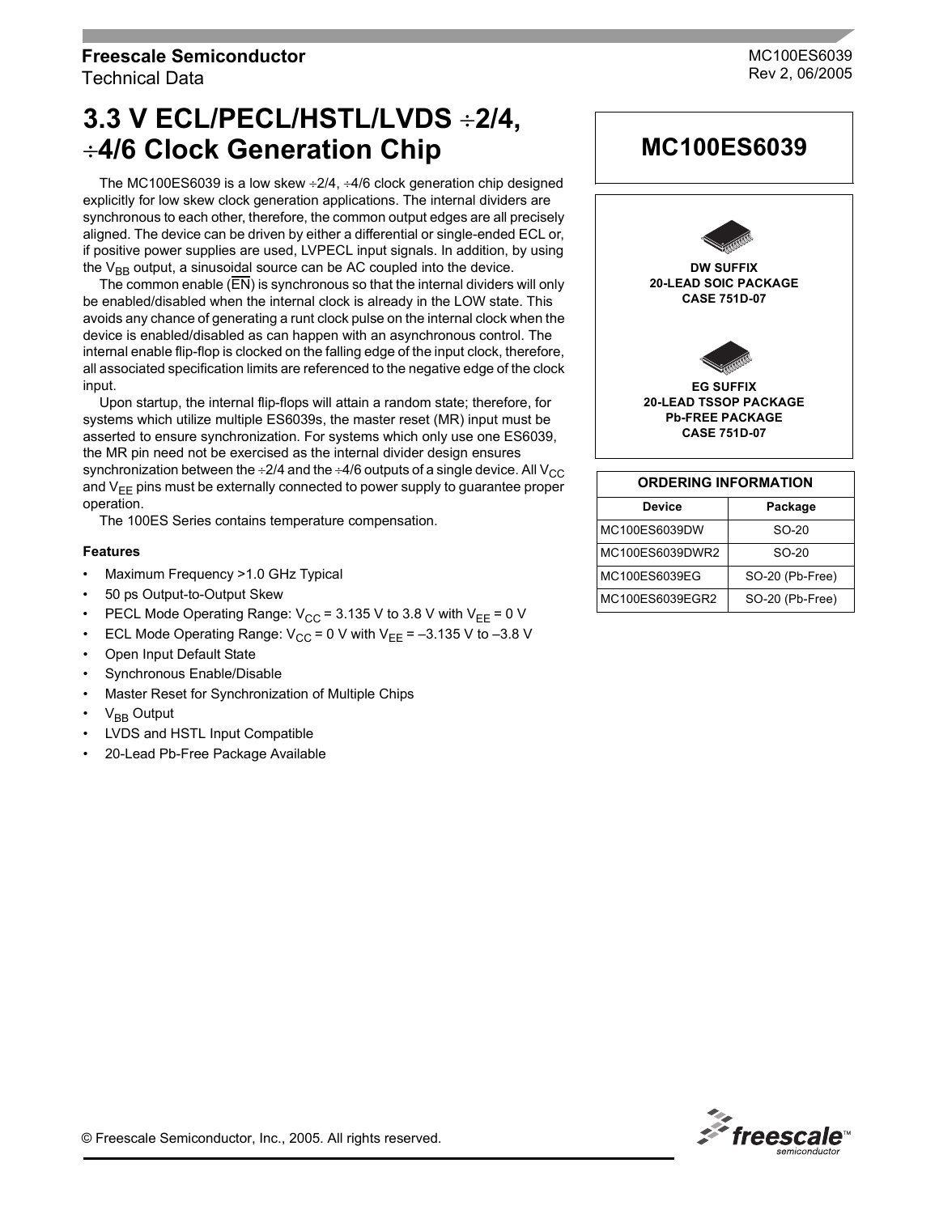Freescale Semiconductor
Technical Data

MC100ES6039
Rev 2, 06/2005

# 3.3 V ECL/PECL/HSTL/LVDS ÷2/4, ÷4/6 Clock Generation Chip

## MC100ES6039

The MC100ES6039 is a low skew ÷2/4, ÷4/6 clock generation chip designed explicitly for low skew clock generation applications. The internal dividers are synchronous to each other, therefore, the common output edges are all precisely aligned. The device can be driven by either a differential or single-ended ECL or, if positive power supplies are used, LVPECL input signals. In addition, by using the $V_{BB}$ output, a sinusoidal source can be AC coupled into the device.

The common enable ($\overline{EN}$) is synchronous so that the internal dividers will only be enabled/disabled when the internal clock is already in the LOW state. This avoids any chance of generating a runt clock pulse on the internal clock when the device is enabled/disabled as can happen with an asynchronous control. The internal enable flip-flop is clocked on the falling edge of the input clock, therefore, all associated specification limits are referenced to the negative edge of the clock input.

Upon startup, the internal flip-flops will attain a random state; therefore, for systems which utilize multiple ES6039s, the master reset (MR) input must be asserted to ensure synchronization. For systems which only use one ES6039, the MR pin need not be exercised as the internal divider design ensures synchronization between the ÷2/4 and the ÷4/6 outputs of a single device. All $V_{CC}$ and $V_{EE}$ pins must be externally connected to power supply to guarantee proper operation.

The 100ES Series contains temperature compensation.

**DW SUFFIX**
**20-LEAD SOIC PACKAGE**
**CASE 751D-07**

**EG SUFFIX**
**20-LEAD TSSOP PACKAGE**
**Pb-FREE PACKAGE**
**CASE 751D-07**

### Features

- Maximum Frequency >1.0 GHz Typical
- 50 ps Output-to-Output Skew
- PECL Mode Operating Range: $V_{CC}$ = 3.135 V to 3.8 V with $V_{EE}$ = 0 V
- ECL Mode Operating Range: $V_{CC}$ = 0 V with $V_{EE}$ = –3.135 V to –3.8 V
- Open Input Default State
- Synchronous Enable/Disable
- Master Reset for Synchronization of Multiple Chips
- $V_{BB}$ Output
- LVDS and HSTL Input Compatible
- 20-Lead Pb-Free Package Available

| ORDERING INFORMATION | |
|---|---|
| **Device** | **Package** |
| MC100ES6039DW | SO-20 |
| MC100ES6039DWR2 | SO-20 |
| MC100ES6039EG | SO-20 (Pb-Free) |
| MC100ES6039EGR2 | SO-20 (Pb-Free) |

© Freescale Semiconductor, Inc., 2005. All rights reserved.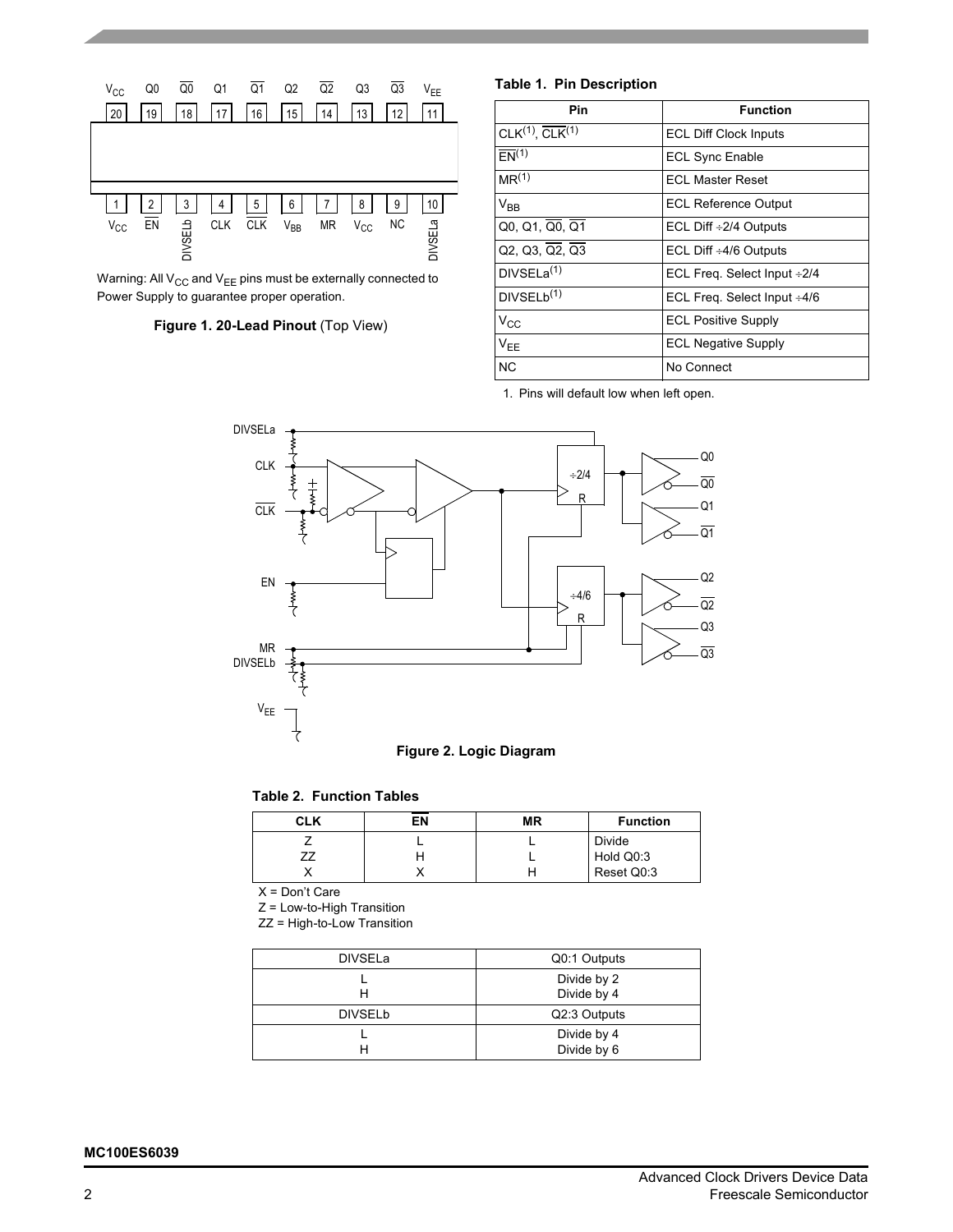Warning: All $V_{CC}$ and $V_{EE}$ pins must be externally connected to Power Supply to guarantee proper operation.

**Figure 1. 20-Lead Pinout** (Top View)

**Table 1. Pin Description**

| Pin | Function |
|---|---|
| CLK[1], $\overline{CLK}$[1] | ECL Diff Clock Inputs |
| $\overline{EN}$[1] | ECL Sync Enable |
| MR[1] | ECL Master Reset |
| $V_{BB}$ | ECL Reference Output |
| Q0, Q1, $\overline{Q0}$, $\overline{Q1}$ | ECL Diff ÷2/4 Outputs |
| Q2, Q3, $\overline{Q2}$, $\overline{Q3}$ | ECL Diff ÷4/6 Outputs |
| DIVSELa[1] | ECL Freq. Select Input ÷2/4 |
| DIVSELb[1] | ECL Freq. Select Input ÷4/6 |
| $V_{CC}$ | ECL Positive Supply |
| $V_{EE}$ | ECL Negative Supply |
| NC | No Connect |

1. Pins will default low when left open.

**Figure 2. Logic Diagram**

**Table 2. Function Tables**

| CLK | $\overline{EN}$ | MR | Function |
|---|---|---|---|
| Z | L | L | Divide |
| ZZ | H | L | Hold Q0:3 |
| X | X | H | Reset Q0:3 |

X = Don't Care
Z = Low-to-High Transition
ZZ = High-to-Low Transition

| DIVSELa | Q0:1 Outputs |
|---|---|
| L | Divide by 2 |
| H | Divide by 4 |
| **DIVSELb** | **Q2:3 Outputs** |
| L | Divide by 4 |
| H | Divide by 6 |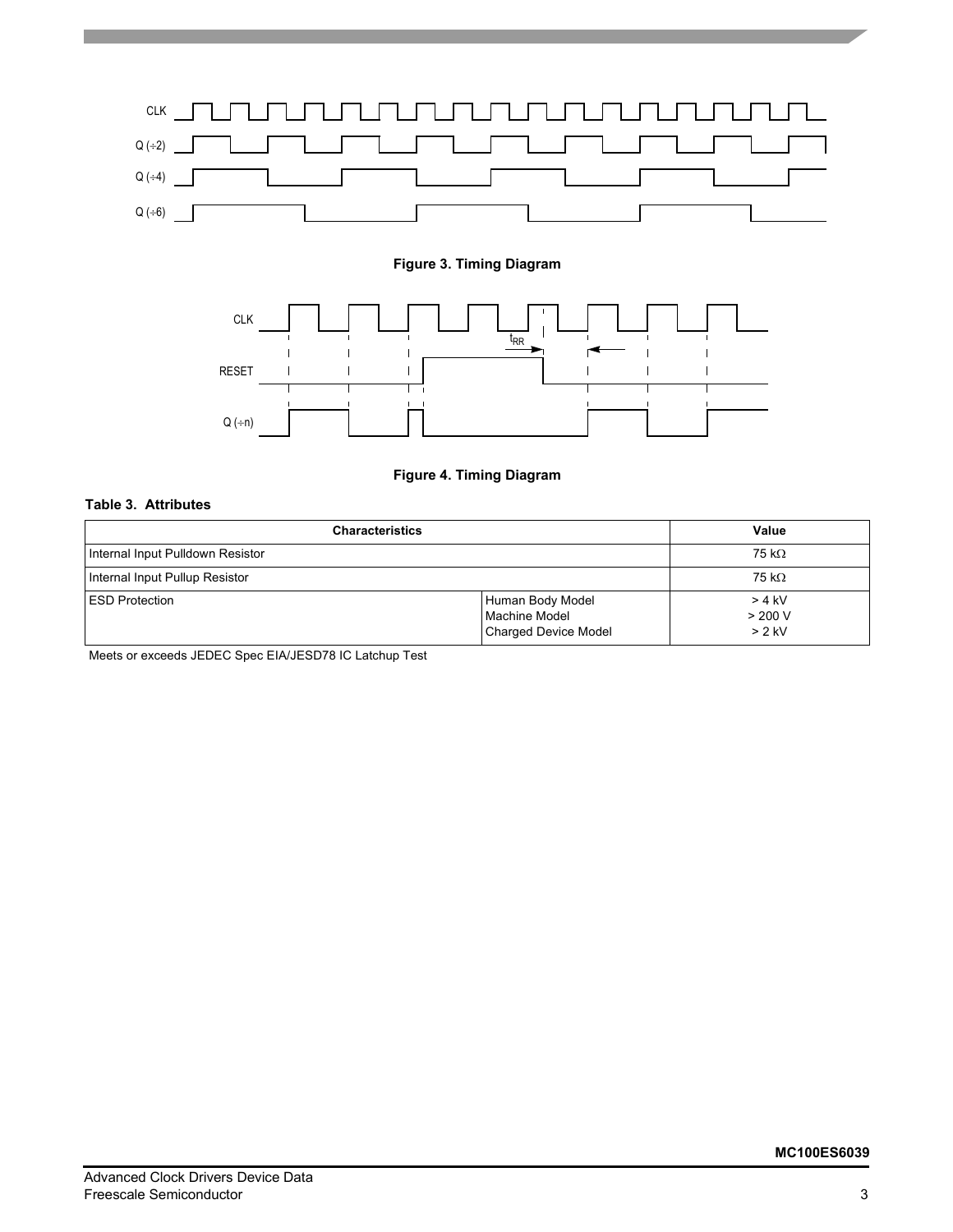Figure 3. Timing Diagram

Figure 4. Timing Diagram

**Table 3. Attributes**

| Characteristics | | Value |
|---|---|---|
| Internal Input Pulldown Resistor | | 75 kΩ |
| Internal Input Pullup Resistor | | 75 kΩ |
| ESD Protection | Human Body Model<br>Machine Model<br>Charged Device Model | > 4 kV<br>> 200 V<br>> 2 kV |

Meets or exceeds JEDEC Spec EIA/JESD78 IC Latchup Test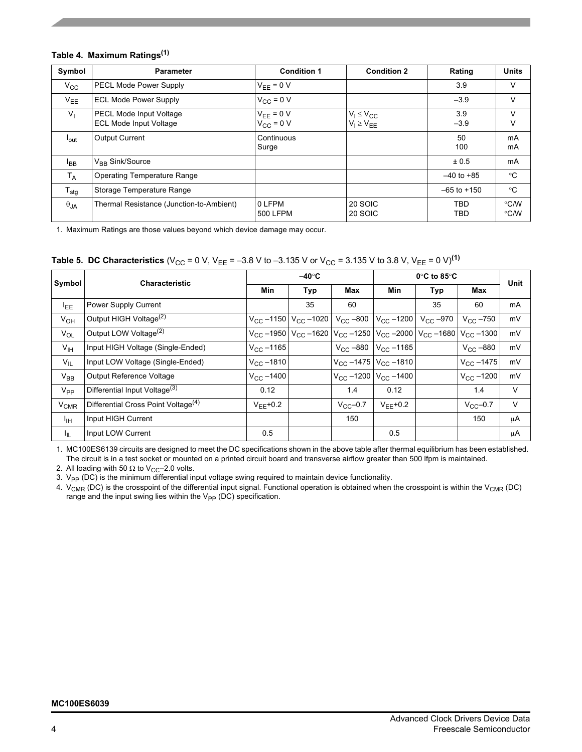**Table 4. Maximum Ratings**[1]

| Symbol | Parameter | Condition 1 | Condition 2 | Rating | Units |
|---|---|---|---|---|---|
| $V_{CC}$ | PECL Mode Power Supply | $V_{EE}$ = 0 V | | 3.9 | V |
| $V_{EE}$ | ECL Mode Power Supply | $V_{CC}$ = 0 V | | –3.9 | V |
| $V_I$ | PECL Mode Input Voltage<br>ECL Mode Input Voltage | $V_{EE}$ = 0 V<br>$V_{CC}$ = 0 V | $V_I \leq V_{CC}$<br>$V_I \geq V_{EE}$ | 3.9<br>–3.9 | V<br>V |
| $I_{out}$ | Output Current | Continuous<br>Surge | | 50<br>100 | mA<br>mA |
| $I_{BB}$ | $V_{BB}$ Sink/Source | | | ± 0.5 | mA |
| $T_A$ | Operating Temperature Range | | | –40 to +85 | °C |
| $T_{stg}$ | Storage Temperature Range | | | –65 to +150 | °C |
| $\theta_{JA}$ | Thermal Resistance (Junction-to-Ambient) | 0 LFPM<br>500 LFPM | 20 SOIC<br>20 SOIC | TBD<br>TBD | °C/W<br>°C/W |

1. Maximum Ratings are those values beyond which device damage may occur.

**Table 5. DC Characteristics** ($V_{CC}$ = 0 V, $V_{EE}$ = –3.8 V to –3.135 V or $V_{CC}$ = 3.135 V to 3.8 V, $V_{EE}$ = 0 V)[1]

| Symbol | Characteristic | –40°C | | | 0°C to 85°C | | | Unit |
|---|---|---|---|---|---|---|---|---|
| | | Min | Typ | Max | Min | Typ | Max | |
| $I_{EE}$ | Power Supply Current | | 35 | 60 | | 35 | 60 | mA |
| $V_{OH}$ | Output HIGH Voltage[2] | $V_{CC}$ –1150 | $V_{CC}$ –1020 | $V_{CC}$ –800 | $V_{CC}$ –1200 | $V_{CC}$ –970 | $V_{CC}$ –750 | mV |
| $V_{OL}$ | Output LOW Voltage[2] | $V_{CC}$ –1950 | $V_{CC}$ –1620 | $V_{CC}$ –1250 | $V_{CC}$ –2000 | $V_{CC}$ –1680 | $V_{CC}$ –1300 | mV |
| $V_{IH}$ | Input HIGH Voltage (Single-Ended) | $V_{CC}$ –1165 | | $V_{CC}$ –880 | $V_{CC}$ –1165 | | $V_{CC}$ –880 | mV |
| $V_{IL}$ | Input LOW Voltage (Single-Ended) | $V_{CC}$ –1810 | | $V_{CC}$ –1475 | $V_{CC}$ –1810 | | $V_{CC}$ –1475 | mV |
| $V_{BB}$ | Output Reference Voltage | $V_{CC}$ –1400 | | $V_{CC}$ –1200 | $V_{CC}$ –1400 | | $V_{CC}$ –1200 | mV |
| $V_{PP}$ | Differential Input Voltage[3] | 0.12 | | 1.4 | 0.12 | | 1.4 | V |
| $V_{CMR}$ | Differential Cross Point Voltage[4] | $V_{EE}$+0.2 | | $V_{CC}$–0.7 | $V_{EE}$+0.2 | | $V_{CC}$–0.7 | V |
| $I_{IH}$ | Input HIGH Current | | | 150 | | | 150 | μA |
| $I_{IL}$ | Input LOW Current | 0.5 | | | 0.5 | | | μA |

1. MC100ES6139 circuits are designed to meet the DC specifications shown in the above table after thermal equilibrium has been established. The circuit is in a test socket or mounted on a printed circuit board and transverse airflow greater than 500 lfpm is maintained.
2. All loading with 50 Ω to $V_{CC}$–2.0 volts.
3. $V_{PP}$ (DC) is the minimum differential input voltage swing required to maintain device functionality.
4. $V_{CMR}$ (DC) is the crosspoint of the differential input signal. Functional operation is obtained when the crosspoint is within the $V_{CMR}$ (DC) range and the input swing lies within the $V_{PP}$ (DC) specification.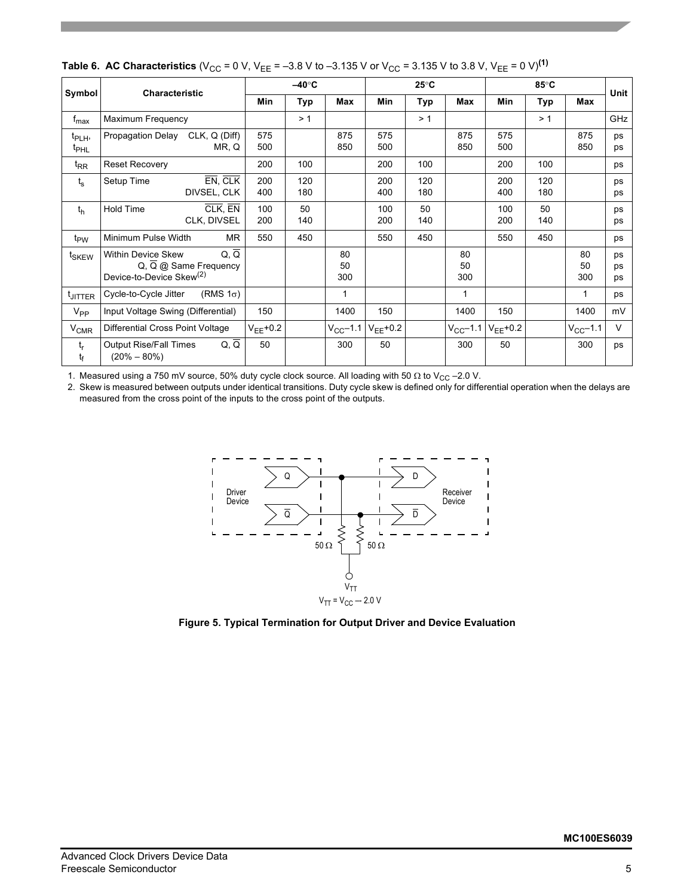**Table 6. AC Characteristics** ($V_{CC}$ = 0 V, $V_{EE}$ = –3.8 V to –3.135 V or $V_{CC}$ = 3.135 V to 3.8 V, $V_{EE}$ = 0 V)[1]

| Symbol | Characteristic | –40°C | | | 25°C | | | 85°C | | | Unit |
|---|---|---|---|---|---|---|---|---|---|---|---|
| | | Min | Typ | Max | Min | Typ | Max | Min | Typ | Max | |
| $f_{max}$ | Maximum Frequency | | > 1 | | | > 1 | | | > 1 | | GHz |
| $t_{PLH}$, $t_{PHL}$ | Propagation Delay CLK, Q (Diff)<br>MR, Q | 575<br>500 | | 875<br>850 | 575<br>500 | | 875<br>850 | 575<br>500 | | 875<br>850 | ps<br>ps |
| $t_{RR}$ | Reset Recovery | 200 | 100 | | 200 | 100 | | 200 | 100 | | ps |
| $t_s$ | Setup Time $\overline{EN}$, $\overline{CLK}$<br>DIVSEL, CLK | 200<br>400 | 120<br>180 | | 200<br>400 | 120<br>180 | | 200<br>400 | 120<br>180 | | ps<br>ps |
| $t_h$ | Hold Time $\overline{CLK}$, $\overline{EN}$<br>CLK, DIVSEL | 100<br>200 | 50<br>140 | | 100<br>200 | 50<br>140 | | 100<br>200 | 50<br>140 | | ps<br>ps |
| $t_{PW}$ | Minimum Pulse Width MR | 550 | 450 | | 550 | 450 | | 550 | 450 | | ps |
| $t_{SKEW}$ | Within Device Skew Q, $\overline{Q}$<br>Q, $\overline{Q}$ @ Same Frequency<br>Device-to-Device Skew[2] | | | 80<br>50<br>300 | | | 80<br>50<br>300 | | | 80<br>50<br>300 | ps<br>ps<br>ps |
| $t_{JITTER}$ | Cycle-to-Cycle Jitter (RMS 1σ) | | | 1 | | | 1 | | | 1 | ps |
| $V_{PP}$ | Input Voltage Swing (Differential) | 150 | | 1400 | 150 | | 1400 | 150 | | 1400 | mV |
| $V_{CMR}$ | Differential Cross Point Voltage | $V_{EE}$+0.2 | | $V_{CC}$–1.1 | $V_{EE}$+0.2 | | $V_{CC}$–1.1 | $V_{EE}$+0.2 | | $V_{CC}$–1.1 | V |
| $t_r$<br>$t_f$ | Output Rise/Fall Times Q, $\overline{Q}$<br>(20% – 80%) | 50 | | 300 | 50 | | 300 | 50 | | 300 | ps |

1. Measured using a 750 mV source, 50% duty cycle clock source. All loading with 50 Ω to $V_{CC}$ –2.0 V.
2. Skew is measured between outputs under identical transitions. Duty cycle skew is defined only for differential operation when the delays are measured from the cross point of the inputs to the cross point of the outputs.

Driver Device — Q, $\overline{Q}$ → Receiver Device — D, $\overline{D}$; 50 Ω, 50 Ω to $V_{TT}$; $V_{TT} = V_{CC} - 2.0$ V

**Figure 5. Typical Termination for Output Driver and Device Evaluation**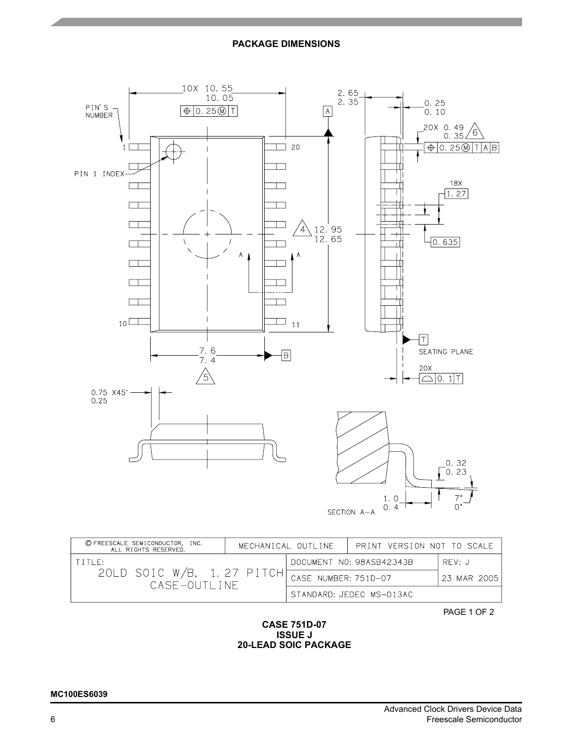## PACKAGE DIMENSIONS

PIN'S NUMBER

PIN 1 INDEX

10X 10.55 / 10.05

⊕ 0.25 Ⓜ T

2.65 / 2.35

0.25 / 0.10

20X 0.49 / 0.35 (6)

⊕ 0.25 Ⓜ T A B

18X 1.27

0.635

(4) 12.95 / 12.65

7.6 / 7.4 (5)

SEATING PLANE

20X ⌓ 0.1 T

0.75 X45° / 0.25

0.32 / 0.23

1.0 / 0.4

7° / 0°

SECTION A–A

| © FREESCALE SEMICONDUCTOR, INC. ALL RIGHTS RESERVED. | MECHANICAL OUTLINE | PRINT VERSION NOT TO SCALE | |
|---|---|---|---|
| TITLE: 20LD SOIC W/B, 1.27 PITCH CASE-OUTLINE | | DOCUMENT NO: 98ASB42343B | REV: J |
| | | CASE NUMBER: 751D-07 | 23 MAR 2005 |
| | | STANDARD: JEDEC MS-013AC | |

PAGE 1 OF 2

**CASE 751D-07**
**ISSUE J**
**20-LEAD SOIC PACKAGE**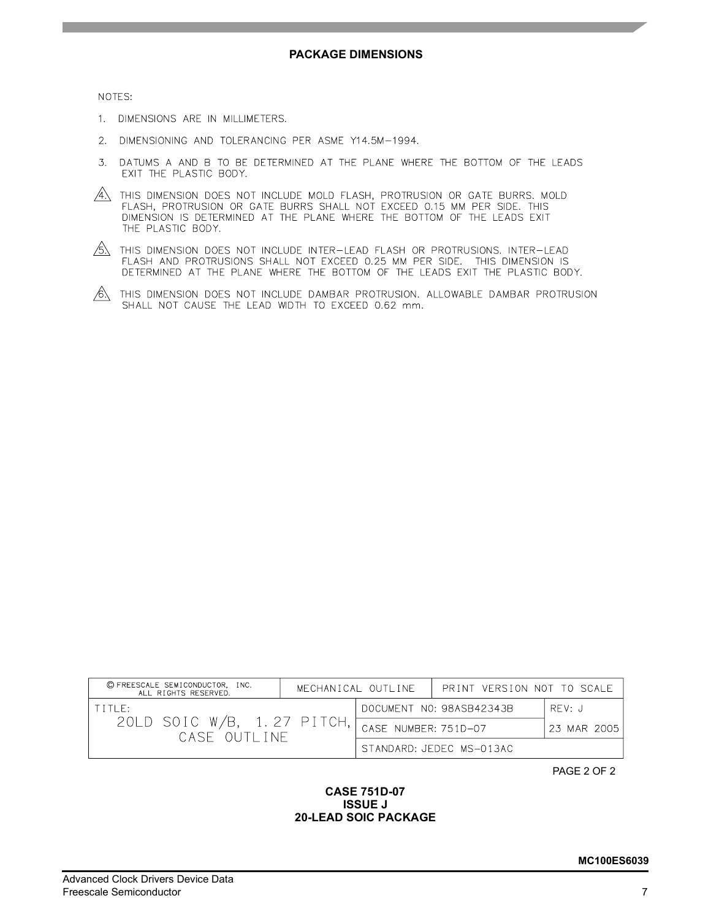**PACKAGE DIMENSIONS**

NOTES:

1. DIMENSIONS ARE IN MILLIMETERS.
2. DIMENSIONING AND TOLERANCING PER ASME Y14.5M−1994.
3. DATUMS A AND B TO BE DETERMINED AT THE PLANE WHERE THE BOTTOM OF THE LEADS EXIT THE PLASTIC BODY.
4. THIS DIMENSION DOES NOT INCLUDE MOLD FLASH, PROTRUSION OR GATE BURRS. MOLD FLASH, PROTRUSION OR GATE BURRS SHALL NOT EXCEED 0.15 MM PER SIDE. THIS DIMENSION IS DETERMINED AT THE PLANE WHERE THE BOTTOM OF THE LEADS EXIT THE PLASTIC BODY.
5. THIS DIMENSION DOES NOT INCLUDE INTER−LEAD FLASH OR PROTRUSIONS. INTER−LEAD FLASH AND PROTRUSIONS SHALL NOT EXCEED 0.25 MM PER SIDE. THIS DIMENSION IS DETERMINED AT THE PLANE WHERE THE BOTTOM OF THE LEADS EXIT THE PLASTIC BODY.
6. THIS DIMENSION DOES NOT INCLUDE DAMBAR PROTRUSION. ALLOWABLE DAMBAR PROTRUSION SHALL NOT CAUSE THE LEAD WIDTH TO EXCEED 0.62 mm.

| © FREESCALE SEMICONDUCTOR, INC. ALL RIGHTS RESERVED. | MECHANICAL OUTLINE | PRINT VERSION NOT TO SCALE | |
|---|---|---|---|
| TITLE: 20LD SOIC W/B, 1.27 PITCH, CASE OUTLINE | DOCUMENT NO: 98ASB42343B | | REV: J |
| | CASE NUMBER: 751D−07 | | 23 MAR 2005 |
| | STANDARD: JEDEC MS−013AC | | |

PAGE 2 OF 2

**CASE 751D-07**
**ISSUE J**
**20-LEAD SOIC PACKAGE**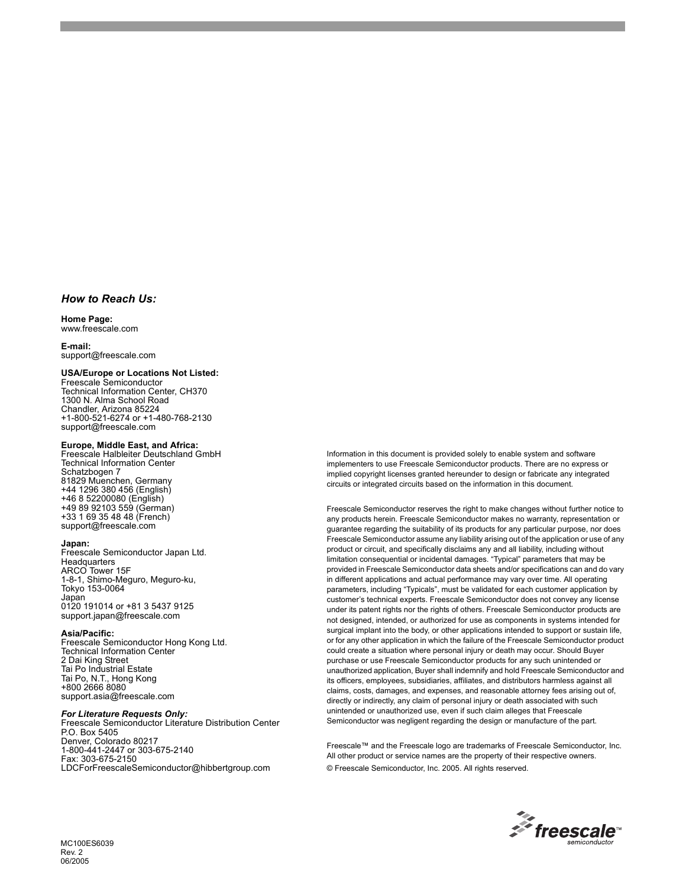## *How to Reach Us:*

**Home Page:**
www.freescale.com

**E-mail:**
support@freescale.com

**USA/Europe or Locations Not Listed:**
Freescale Semiconductor
Technical Information Center, CH370
1300 N. Alma School Road
Chandler, Arizona 85224
+1-800-521-6274 or +1-480-768-2130
support@freescale.com

**Europe, Middle East, and Africa:**
Freescale Halbleiter Deutschland GmbH
Technical Information Center
Schatzbogen 7
81829 Muenchen, Germany
+44 1296 380 456 (English)
+46 8 52200080 (English)
+49 89 92103 559 (German)
+33 1 69 35 48 48 (French)
support@freescale.com

**Japan:**
Freescale Semiconductor Japan Ltd.
Headquarters
ARCO Tower 15F
1-8-1, Shimo-Meguro, Meguro-ku,
Tokyo 153-0064
Japan
0120 191014 or +81 3 5437 9125
support.japan@freescale.com

**Asia/Pacific:**
Freescale Semiconductor Hong Kong Ltd.
Technical Information Center
2 Dai King Street
Tai Po Industrial Estate
Tai Po, N.T., Hong Kong
+800 2666 8080
support.asia@freescale.com

***For Literature Requests Only:***
Freescale Semiconductor Literature Distribution Center
P.O. Box 5405
Denver, Colorado 80217
1-800-441-2447 or 303-675-2140
Fax: 303-675-2150
LDCForFreescaleSemiconductor@hibbertgroup.com

Information in this document is provided solely to enable system and software implementers to use Freescale Semiconductor products. There are no express or implied copyright licenses granted hereunder to design or fabricate any integrated circuits or integrated circuits based on the information in this document.

Freescale Semiconductor reserves the right to make changes without further notice to any products herein. Freescale Semiconductor makes no warranty, representation or guarantee regarding the suitability of its products for any particular purpose, nor does Freescale Semiconductor assume any liability arising out of the application or use of any product or circuit, and specifically disclaims any and all liability, including without limitation consequential or incidental damages. "Typical" parameters that may be provided in Freescale Semiconductor data sheets and/or specifications can and do vary in different applications and actual performance may vary over time. All operating parameters, including "Typicals", must be validated for each customer application by customer's technical experts. Freescale Semiconductor does not convey any license under its patent rights nor the rights of others. Freescale Semiconductor products are not designed, intended, or authorized for use as components in systems intended for surgical implant into the body, or other applications intended to support or sustain life, or for any other application in which the failure of the Freescale Semiconductor product could create a situation where personal injury or death may occur. Should Buyer purchase or use Freescale Semiconductor products for any such unintended or unauthorized application, Buyer shall indemnify and hold Freescale Semiconductor and its officers, employees, subsidiaries, affiliates, and distributors harmless against all claims, costs, damages, and expenses, and reasonable attorney fees arising out of, directly or indirectly, any claim of personal injury or death associated with such unintended or unauthorized use, even if such claim alleges that Freescale Semiconductor was negligent regarding the design or manufacture of the part.

Freescale™ and the Freescale logo are trademarks of Freescale Semiconductor, Inc. All other product or service names are the property of their respective owners.
© Freescale Semiconductor, Inc. 2005. All rights reserved.

freescale™ semiconductor

MC100ES6039
Rev. 2
06/2005